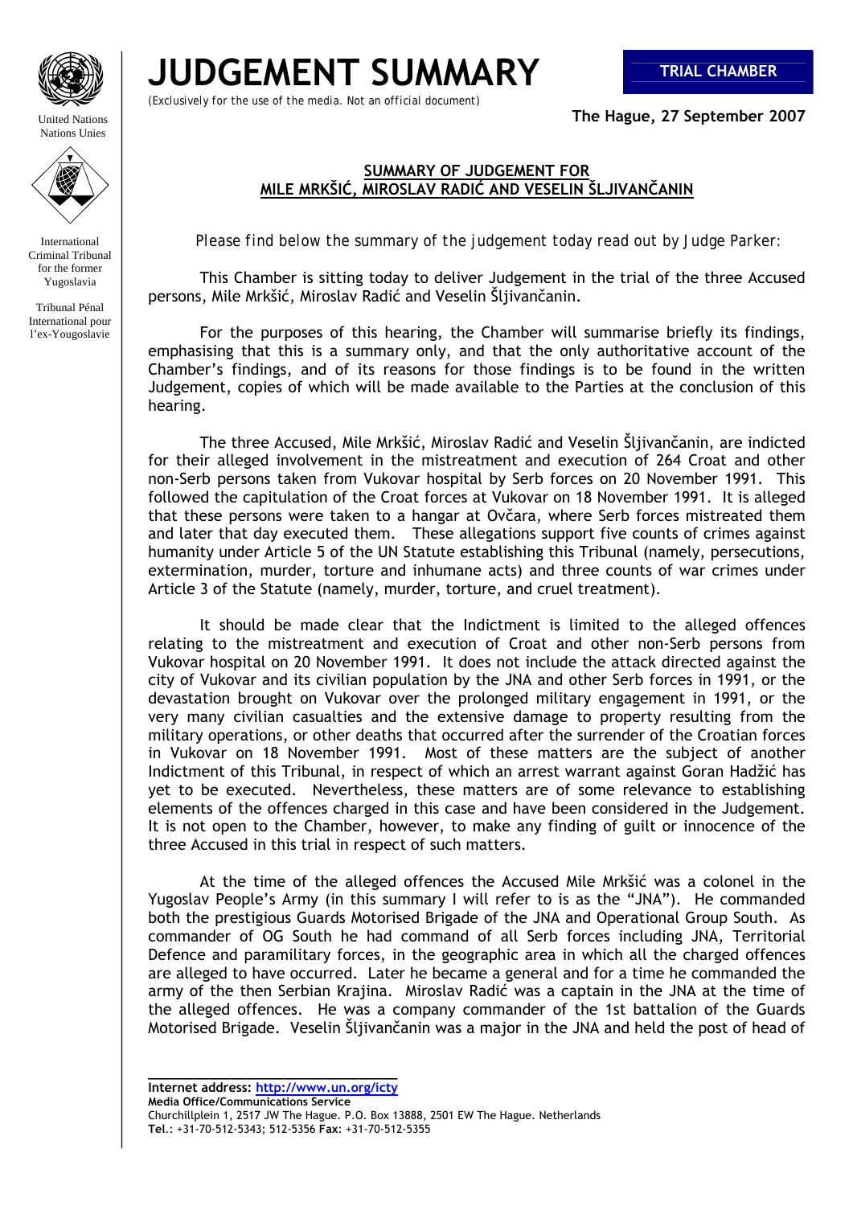United Nations
Nations Unies

International Criminal Tribunal for the former Yugoslavia

Tribunal Pénal International pour l'ex-Yougoslavie

# JUDGEMENT SUMMARY

*(Exclusively for the use of the media. Not an official document)*

**TRIAL CHAMBER**

**The Hague, 27 September 2007**

## SUMMARY OF JUDGEMENT FOR MILE MRKŠIĆ, MIROSLAV RADIĆ AND VESELIN ŠLJIVANČANIN

*Please find below the summary of the judgement today read out by Judge Parker:*

This Chamber is sitting today to deliver Judgement in the trial of the three Accused persons, Mile Mrkšić, Miroslav Radić and Veselin Šljivančanin.

For the purposes of this hearing, the Chamber will summarise briefly its findings, emphasising that this is a summary only, and that the only authoritative account of the Chamber's findings, and of its reasons for those findings is to be found in the written Judgement, copies of which will be made available to the Parties at the conclusion of this hearing.

The three Accused, Mile Mrkšić, Miroslav Radić and Veselin Šljivančanin, are indicted for their alleged involvement in the mistreatment and execution of 264 Croat and other non-Serb persons taken from Vukovar hospital by Serb forces on 20 November 1991. This followed the capitulation of the Croat forces at Vukovar on 18 November 1991. It is alleged that these persons were taken to a hangar at Ovčara, where Serb forces mistreated them and later that day executed them. These allegations support five counts of crimes against humanity under Article 5 of the UN Statute establishing this Tribunal (namely, persecutions, extermination, murder, torture and inhumane acts) and three counts of war crimes under Article 3 of the Statute (namely, murder, torture, and cruel treatment).

It should be made clear that the Indictment is limited to the alleged offences relating to the mistreatment and execution of Croat and other non-Serb persons from Vukovar hospital on 20 November 1991. It does not include the attack directed against the city of Vukovar and its civilian population by the JNA and other Serb forces in 1991, or the devastation brought on Vukovar over the prolonged military engagement in 1991, or the very many civilian casualties and the extensive damage to property resulting from the military operations, or other deaths that occurred after the surrender of the Croatian forces in Vukovar on 18 November 1991. Most of these matters are the subject of another Indictment of this Tribunal, in respect of which an arrest warrant against Goran Hadžić has yet to be executed. Nevertheless, these matters are of some relevance to establishing elements of the offences charged in this case and have been considered in the Judgement. It is not open to the Chamber, however, to make any finding of guilt or innocence of the three Accused in this trial in respect of such matters.

At the time of the alleged offences the Accused Mile Mrkšić was a colonel in the Yugoslav People's Army (in this summary I will refer to is as the "JNA"). He commanded both the prestigious Guards Motorised Brigade of the JNA and Operational Group South. As commander of OG South he had command of all Serb forces including JNA, Territorial Defence and paramilitary forces, in the geographic area in which all the charged offences are alleged to have occurred. Later he became a general and for a time he commanded the army of the then Serbian Krajina. Miroslav Radić was a captain in the JNA at the time of the alleged offences. He was a company commander of the 1st battalion of the Guards Motorised Brigade. Veselin Šljivančanin was a major in the JNA and held the post of head of

**Internet address: http://www.un.org/icty**
**Media Office/Communications Service**
Churchillplein 1, 2517 JW The Hague. P.O. Box 13888, 2501 EW The Hague. Netherlands
**Tel**.: +31-70-512-5343; 512-5356 **Fax**: +31-70-512-5355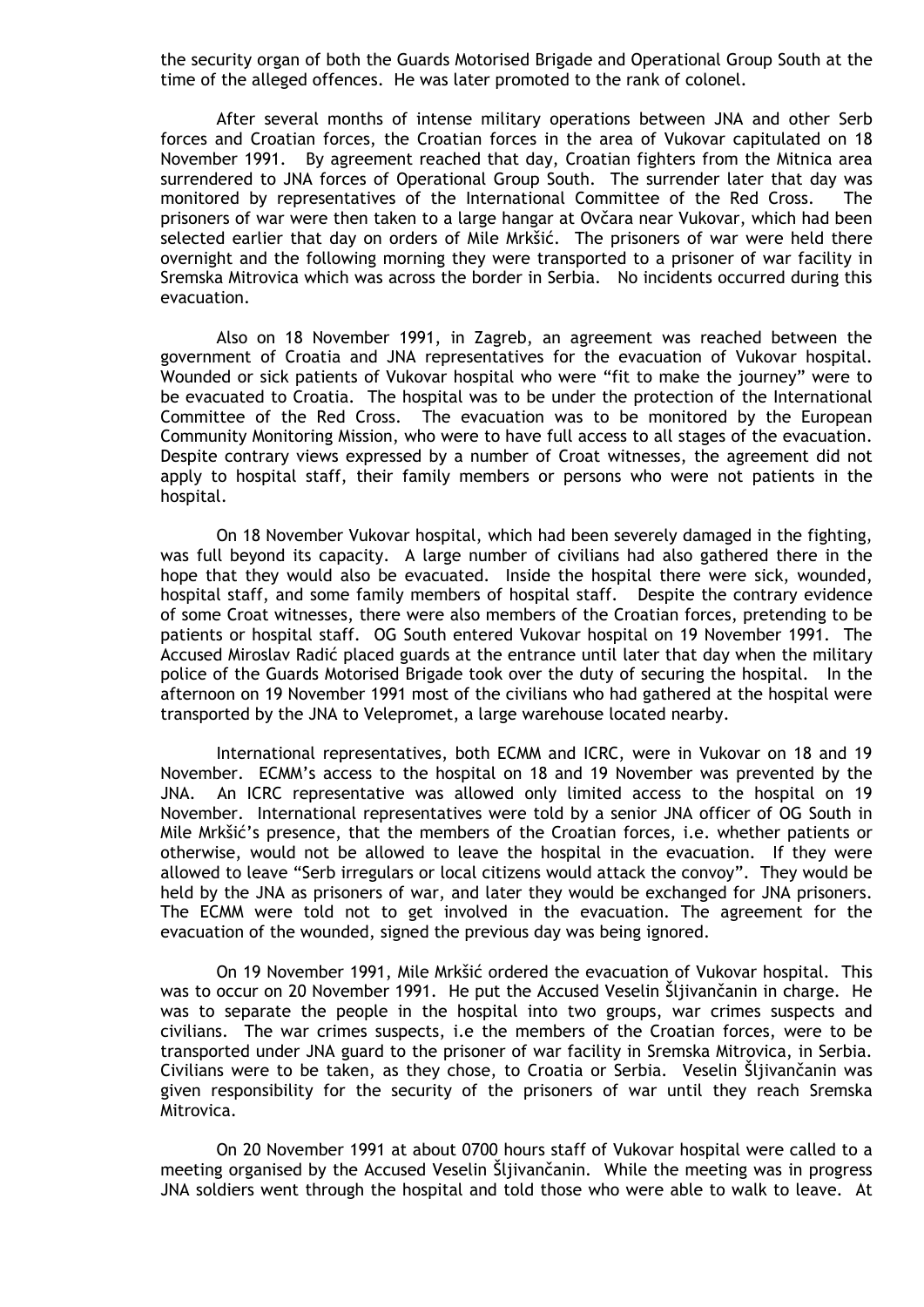the security organ of both the Guards Motorised Brigade and Operational Group South at the time of the alleged offences. He was later promoted to the rank of colonel.

After several months of intense military operations between JNA and other Serb forces and Croatian forces, the Croatian forces in the area of Vukovar capitulated on 18 November 1991. By agreement reached that day, Croatian fighters from the Mitnica area surrendered to JNA forces of Operational Group South. The surrender later that day was monitored by representatives of the International Committee of the Red Cross. The prisoners of war were then taken to a large hangar at Ovčara near Vukovar, which had been selected earlier that day on orders of Mile Mrkšić. The prisoners of war were held there overnight and the following morning they were transported to a prisoner of war facility in Sremska Mitrovica which was across the border in Serbia. No incidents occurred during this evacuation.

Also on 18 November 1991, in Zagreb, an agreement was reached between the government of Croatia and JNA representatives for the evacuation of Vukovar hospital. Wounded or sick patients of Vukovar hospital who were "fit to make the journey" were to be evacuated to Croatia. The hospital was to be under the protection of the International Committee of the Red Cross. The evacuation was to be monitored by the European Community Monitoring Mission, who were to have full access to all stages of the evacuation. Despite contrary views expressed by a number of Croat witnesses, the agreement did not apply to hospital staff, their family members or persons who were not patients in the hospital.

On 18 November Vukovar hospital, which had been severely damaged in the fighting, was full beyond its capacity. A large number of civilians had also gathered there in the hope that they would also be evacuated. Inside the hospital there were sick, wounded, hospital staff, and some family members of hospital staff. Despite the contrary evidence of some Croat witnesses, there were also members of the Croatian forces, pretending to be patients or hospital staff. OG South entered Vukovar hospital on 19 November 1991. The Accused Miroslav Radić placed guards at the entrance until later that day when the military police of the Guards Motorised Brigade took over the duty of securing the hospital. In the afternoon on 19 November 1991 most of the civilians who had gathered at the hospital were transported by the JNA to Velepromet, a large warehouse located nearby.

International representatives, both ECMM and ICRC, were in Vukovar on 18 and 19 November. ECMM's access to the hospital on 18 and 19 November was prevented by the JNA. An ICRC representative was allowed only limited access to the hospital on 19 November. International representatives were told by a senior JNA officer of OG South in Mile Mrkšić's presence, that the members of the Croatian forces, i.e. whether patients or otherwise, would not be allowed to leave the hospital in the evacuation. If they were allowed to leave "Serb irregulars or local citizens would attack the convoy". They would be held by the JNA as prisoners of war, and later they would be exchanged for JNA prisoners. The ECMM were told not to get involved in the evacuation. The agreement for the evacuation of the wounded, signed the previous day was being ignored.

On 19 November 1991, Mile Mrkšić ordered the evacuation of Vukovar hospital. This was to occur on 20 November 1991. He put the Accused Veselin Šljivančanin in charge. He was to separate the people in the hospital into two groups, war crimes suspects and civilians. The war crimes suspects, i.e the members of the Croatian forces, were to be transported under JNA guard to the prisoner of war facility in Sremska Mitrovica, in Serbia. Civilians were to be taken, as they chose, to Croatia or Serbia. Veselin Šljivančanin was given responsibility for the security of the prisoners of war until they reach Sremska Mitrovica.

On 20 November 1991 at about 0700 hours staff of Vukovar hospital were called to a meeting organised by the Accused Veselin Šljivančanin. While the meeting was in progress JNA soldiers went through the hospital and told those who were able to walk to leave. At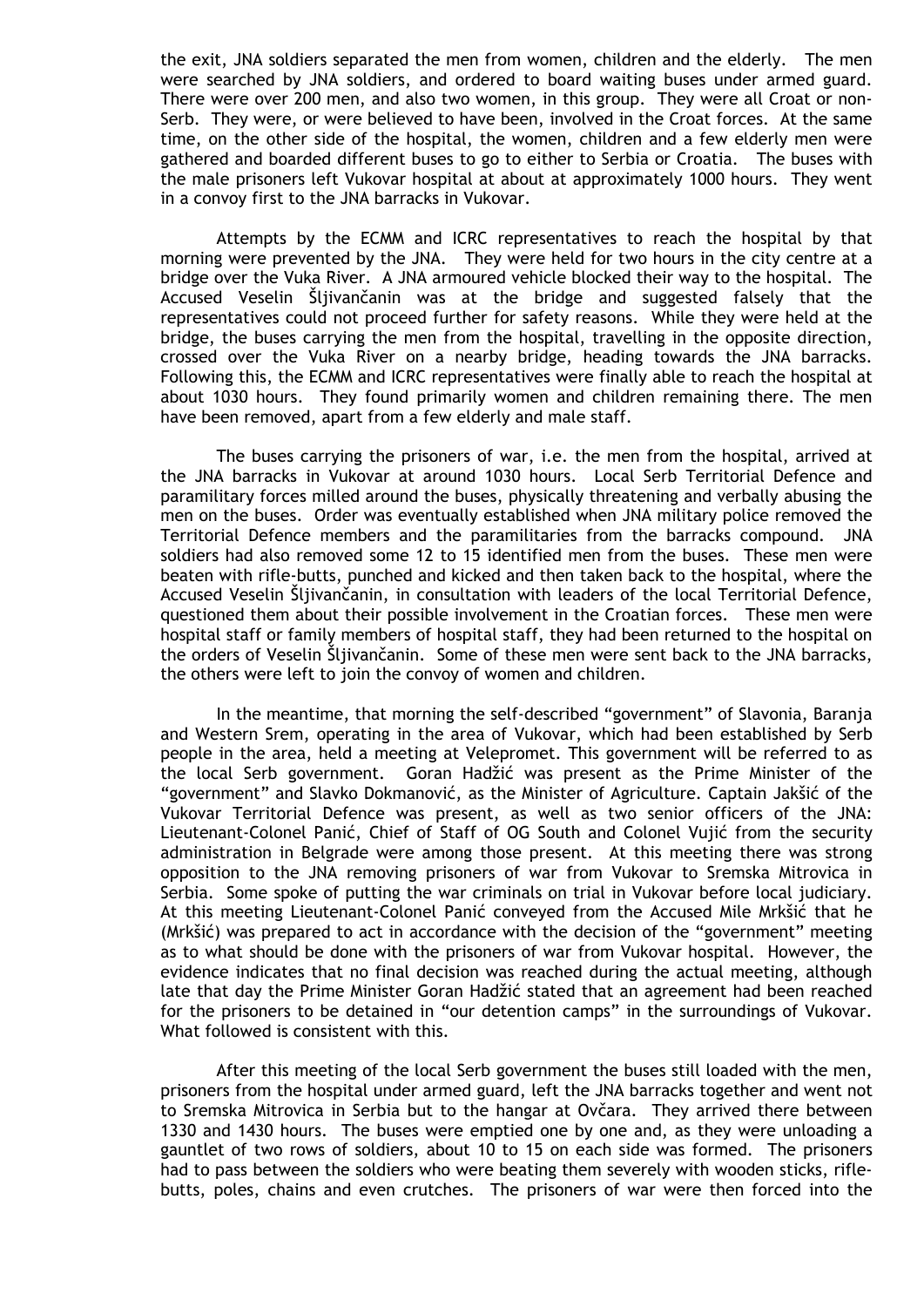the exit, JNA soldiers separated the men from women, children and the elderly. The men were searched by JNA soldiers, and ordered to board waiting buses under armed guard. There were over 200 men, and also two women, in this group. They were all Croat or non-Serb. They were, or were believed to have been, involved in the Croat forces. At the same time, on the other side of the hospital, the women, children and a few elderly men were gathered and boarded different buses to go to either to Serbia or Croatia. The buses with the male prisoners left Vukovar hospital at about at approximately 1000 hours. They went in a convoy first to the JNA barracks in Vukovar.

Attempts by the ECMM and ICRC representatives to reach the hospital by that morning were prevented by the JNA. They were held for two hours in the city centre at a bridge over the Vuka River. A JNA armoured vehicle blocked their way to the hospital. The Accused Veselin Šljivančanin was at the bridge and suggested falsely that the representatives could not proceed further for safety reasons. While they were held at the bridge, the buses carrying the men from the hospital, travelling in the opposite direction, crossed over the Vuka River on a nearby bridge, heading towards the JNA barracks. Following this, the ECMM and ICRC representatives were finally able to reach the hospital at about 1030 hours. They found primarily women and children remaining there. The men have been removed, apart from a few elderly and male staff.

The buses carrying the prisoners of war, i.e. the men from the hospital, arrived at the JNA barracks in Vukovar at around 1030 hours. Local Serb Territorial Defence and paramilitary forces milled around the buses, physically threatening and verbally abusing the men on the buses. Order was eventually established when JNA military police removed the Territorial Defence members and the paramilitaries from the barracks compound. JNA soldiers had also removed some 12 to 15 identified men from the buses. These men were beaten with rifle-butts, punched and kicked and then taken back to the hospital, where the Accused Veselin Šljivančanin, in consultation with leaders of the local Territorial Defence, questioned them about their possible involvement in the Croatian forces. These men were hospital staff or family members of hospital staff, they had been returned to the hospital on the orders of Veselin Šljivančanin. Some of these men were sent back to the JNA barracks, the others were left to join the convoy of women and children.

In the meantime, that morning the self-described "government" of Slavonia, Baranja and Western Srem, operating in the area of Vukovar, which had been established by Serb people in the area, held a meeting at Velepromet. This government will be referred to as the local Serb government. Goran Hadžić was present as the Prime Minister of the "government" and Slavko Dokmanović, as the Minister of Agriculture. Captain Jakšić of the Vukovar Territorial Defence was present, as well as two senior officers of the JNA: Lieutenant-Colonel Panić, Chief of Staff of OG South and Colonel Vujić from the security administration in Belgrade were among those present. At this meeting there was strong opposition to the JNA removing prisoners of war from Vukovar to Sremska Mitrovica in Serbia. Some spoke of putting the war criminals on trial in Vukovar before local judiciary. At this meeting Lieutenant-Colonel Panić conveyed from the Accused Mile Mrkšić that he (Mrkšić) was prepared to act in accordance with the decision of the "government" meeting as to what should be done with the prisoners of war from Vukovar hospital. However, the evidence indicates that no final decision was reached during the actual meeting, although late that day the Prime Minister Goran Hadžić stated that an agreement had been reached for the prisoners to be detained in "our detention camps" in the surroundings of Vukovar. What followed is consistent with this.

After this meeting of the local Serb government the buses still loaded with the men, prisoners from the hospital under armed guard, left the JNA barracks together and went not to Sremska Mitrovica in Serbia but to the hangar at Ovčara. They arrived there between 1330 and 1430 hours. The buses were emptied one by one and, as they were unloading a gauntlet of two rows of soldiers, about 10 to 15 on each side was formed. The prisoners had to pass between the soldiers who were beating them severely with wooden sticks, rifle-butts, poles, chains and even crutches. The prisoners of war were then forced into the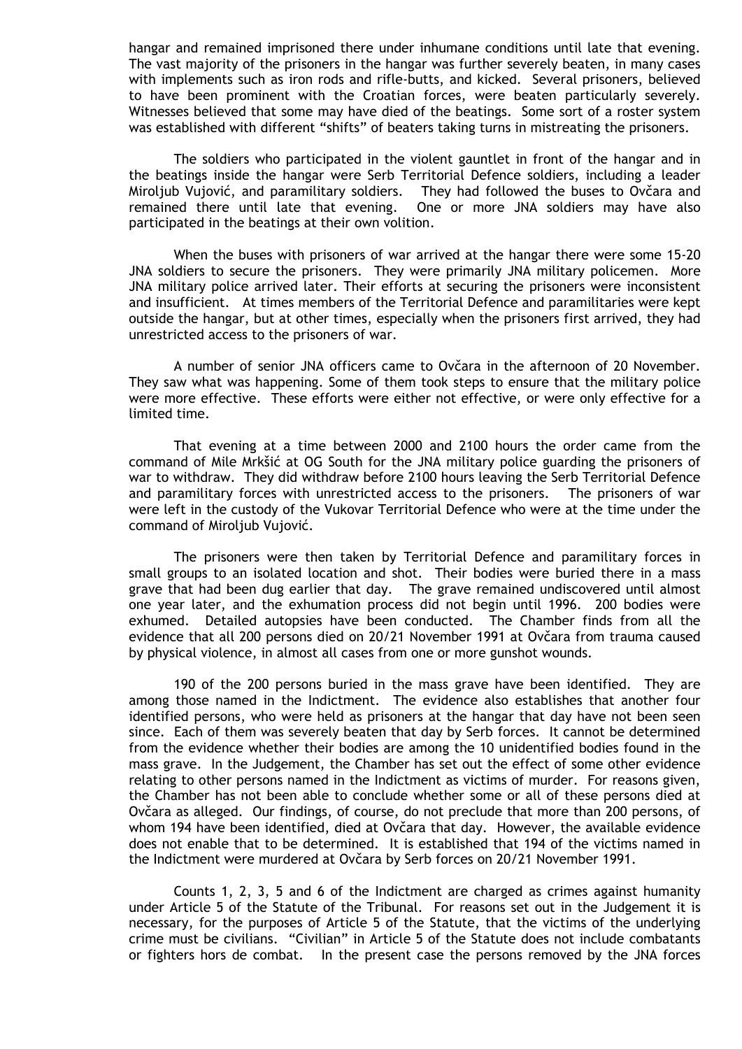hangar and remained imprisoned there under inhumane conditions until late that evening. The vast majority of the prisoners in the hangar was further severely beaten, in many cases with implements such as iron rods and rifle-butts, and kicked. Several prisoners, believed to have been prominent with the Croatian forces, were beaten particularly severely. Witnesses believed that some may have died of the beatings. Some sort of a roster system was established with different "shifts" of beaters taking turns in mistreating the prisoners.

The soldiers who participated in the violent gauntlet in front of the hangar and in the beatings inside the hangar were Serb Territorial Defence soldiers, including a leader Miroljub Vujović, and paramilitary soldiers. They had followed the buses to Ovčara and remained there until late that evening. One or more JNA soldiers may have also participated in the beatings at their own volition.

When the buses with prisoners of war arrived at the hangar there were some 15-20 JNA soldiers to secure the prisoners. They were primarily JNA military policemen. More JNA military police arrived later. Their efforts at securing the prisoners were inconsistent and insufficient. At times members of the Territorial Defence and paramilitaries were kept outside the hangar, but at other times, especially when the prisoners first arrived, they had unrestricted access to the prisoners of war.

A number of senior JNA officers came to Ovčara in the afternoon of 20 November. They saw what was happening. Some of them took steps to ensure that the military police were more effective. These efforts were either not effective, or were only effective for a limited time.

That evening at a time between 2000 and 2100 hours the order came from the command of Mile Mrkšić at OG South for the JNA military police guarding the prisoners of war to withdraw. They did withdraw before 2100 hours leaving the Serb Territorial Defence and paramilitary forces with unrestricted access to the prisoners. The prisoners of war were left in the custody of the Vukovar Territorial Defence who were at the time under the command of Miroljub Vujović.

The prisoners were then taken by Territorial Defence and paramilitary forces in small groups to an isolated location and shot. Their bodies were buried there in a mass grave that had been dug earlier that day. The grave remained undiscovered until almost one year later, and the exhumation process did not begin until 1996. 200 bodies were exhumed. Detailed autopsies have been conducted. The Chamber finds from all the evidence that all 200 persons died on 20/21 November 1991 at Ovčara from trauma caused by physical violence, in almost all cases from one or more gunshot wounds.

190 of the 200 persons buried in the mass grave have been identified. They are among those named in the Indictment. The evidence also establishes that another four identified persons, who were held as prisoners at the hangar that day have not been seen since. Each of them was severely beaten that day by Serb forces. It cannot be determined from the evidence whether their bodies are among the 10 unidentified bodies found in the mass grave. In the Judgement, the Chamber has set out the effect of some other evidence relating to other persons named in the Indictment as victims of murder. For reasons given, the Chamber has not been able to conclude whether some or all of these persons died at Ovčara as alleged. Our findings, of course, do not preclude that more than 200 persons, of whom 194 have been identified, died at Ovčara that day. However, the available evidence does not enable that to be determined. It is established that 194 of the victims named in the Indictment were murdered at Ovčara by Serb forces on 20/21 November 1991.

Counts 1, 2, 3, 5 and 6 of the Indictment are charged as crimes against humanity under Article 5 of the Statute of the Tribunal. For reasons set out in the Judgement it is necessary, for the purposes of Article 5 of the Statute, that the victims of the underlying crime must be civilians. "Civilian" in Article 5 of the Statute does not include combatants or fighters hors de combat. In the present case the persons removed by the JNA forces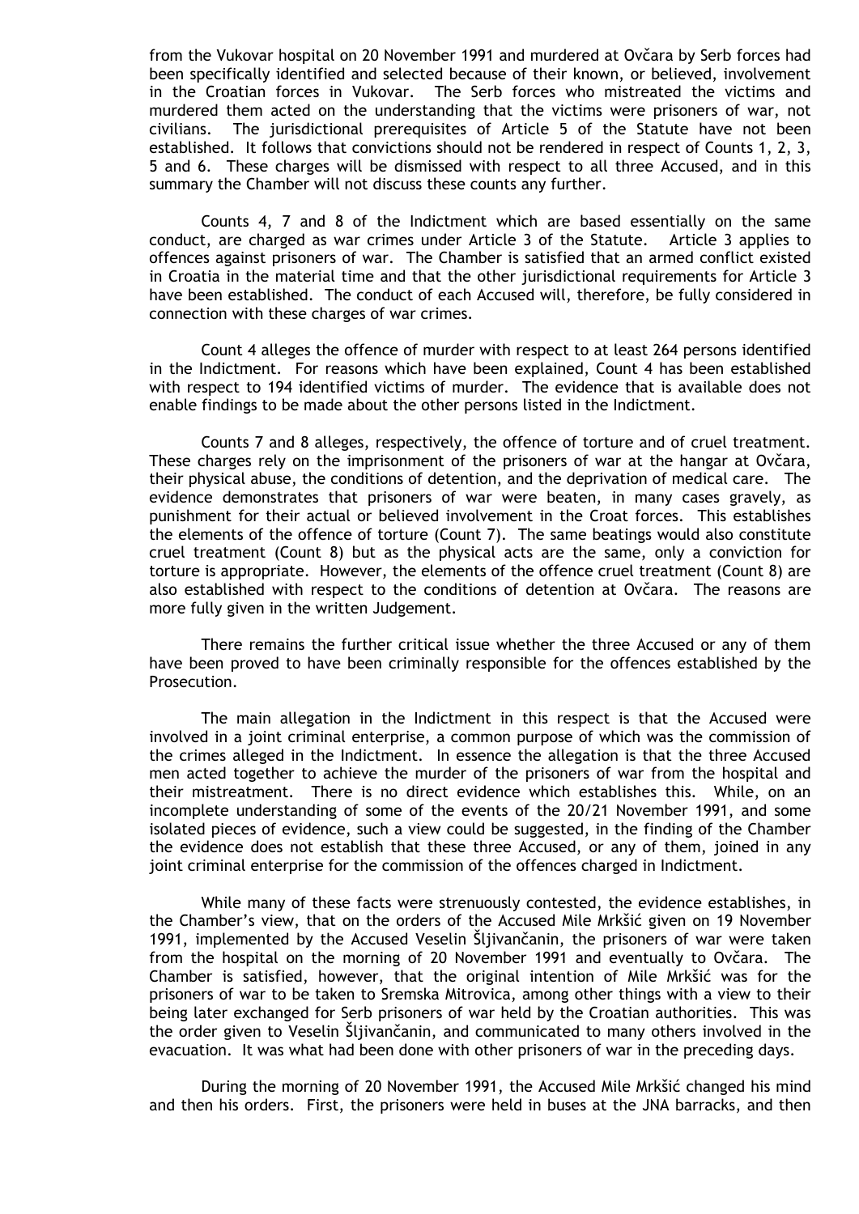from the Vukovar hospital on 20 November 1991 and murdered at Ovčara by Serb forces had been specifically identified and selected because of their known, or believed, involvement in the Croatian forces in Vukovar. The Serb forces who mistreated the victims and murdered them acted on the understanding that the victims were prisoners of war, not civilians. The jurisdictional prerequisites of Article 5 of the Statute have not been established. It follows that convictions should not be rendered in respect of Counts 1, 2, 3, 5 and 6. These charges will be dismissed with respect to all three Accused, and in this summary the Chamber will not discuss these counts any further.

Counts 4, 7 and 8 of the Indictment which are based essentially on the same conduct, are charged as war crimes under Article 3 of the Statute. Article 3 applies to offences against prisoners of war. The Chamber is satisfied that an armed conflict existed in Croatia in the material time and that the other jurisdictional requirements for Article 3 have been established. The conduct of each Accused will, therefore, be fully considered in connection with these charges of war crimes.

Count 4 alleges the offence of murder with respect to at least 264 persons identified in the Indictment. For reasons which have been explained, Count 4 has been established with respect to 194 identified victims of murder. The evidence that is available does not enable findings to be made about the other persons listed in the Indictment.

Counts 7 and 8 alleges, respectively, the offence of torture and of cruel treatment. These charges rely on the imprisonment of the prisoners of war at the hangar at Ovčara, their physical abuse, the conditions of detention, and the deprivation of medical care. The evidence demonstrates that prisoners of war were beaten, in many cases gravely, as punishment for their actual or believed involvement in the Croat forces. This establishes the elements of the offence of torture (Count 7). The same beatings would also constitute cruel treatment (Count 8) but as the physical acts are the same, only a conviction for torture is appropriate. However, the elements of the offence cruel treatment (Count 8) are also established with respect to the conditions of detention at Ovčara. The reasons are more fully given in the written Judgement.

There remains the further critical issue whether the three Accused or any of them have been proved to have been criminally responsible for the offences established by the Prosecution.

The main allegation in the Indictment in this respect is that the Accused were involved in a joint criminal enterprise, a common purpose of which was the commission of the crimes alleged in the Indictment. In essence the allegation is that the three Accused men acted together to achieve the murder of the prisoners of war from the hospital and their mistreatment. There is no direct evidence which establishes this. While, on an incomplete understanding of some of the events of the 20/21 November 1991, and some isolated pieces of evidence, such a view could be suggested, in the finding of the Chamber the evidence does not establish that these three Accused, or any of them, joined in any joint criminal enterprise for the commission of the offences charged in Indictment.

While many of these facts were strenuously contested, the evidence establishes, in the Chamber's view, that on the orders of the Accused Mile Mrkšić given on 19 November 1991, implemented by the Accused Veselin Šljivančanin, the prisoners of war were taken from the hospital on the morning of 20 November 1991 and eventually to Ovčara. The Chamber is satisfied, however, that the original intention of Mile Mrkšić was for the prisoners of war to be taken to Sremska Mitrovica, among other things with a view to their being later exchanged for Serb prisoners of war held by the Croatian authorities. This was the order given to Veselin Šljivančanin, and communicated to many others involved in the evacuation. It was what had been done with other prisoners of war in the preceding days.

During the morning of 20 November 1991, the Accused Mile Mrkšić changed his mind and then his orders. First, the prisoners were held in buses at the JNA barracks, and then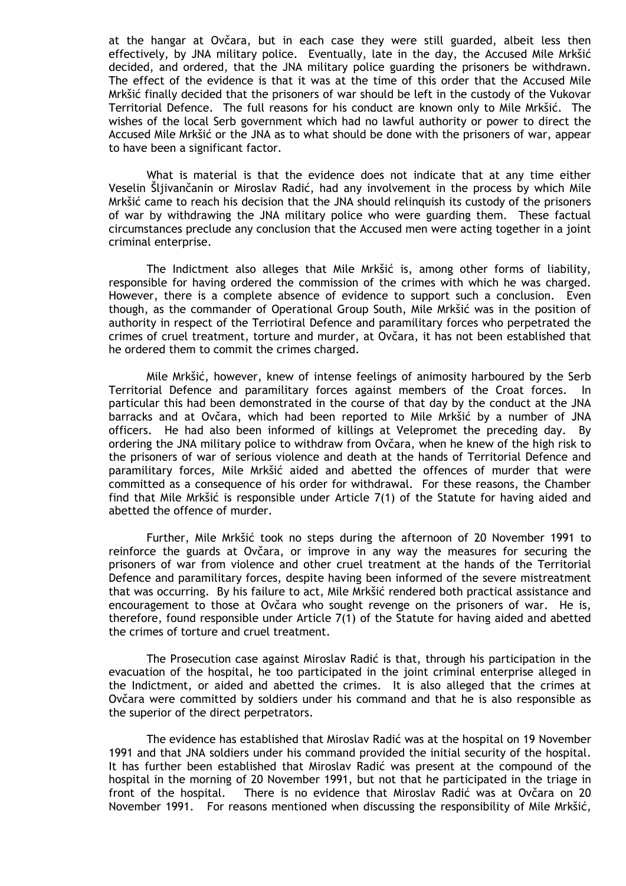at the hangar at Ovčara, but in each case they were still guarded, albeit less then effectively, by JNA military police. Eventually, late in the day, the Accused Mile Mrkšić decided, and ordered, that the JNA military police guarding the prisoners be withdrawn. The effect of the evidence is that it was at the time of this order that the Accused Mile Mrkšić finally decided that the prisoners of war should be left in the custody of the Vukovar Territorial Defence. The full reasons for his conduct are known only to Mile Mrkšić. The wishes of the local Serb government which had no lawful authority or power to direct the Accused Mile Mrkšić or the JNA as to what should be done with the prisoners of war, appear to have been a significant factor.

What is material is that the evidence does not indicate that at any time either Veselin Šljivančanin or Miroslav Radić, had any involvement in the process by which Mile Mrkšić came to reach his decision that the JNA should relinquish its custody of the prisoners of war by withdrawing the JNA military police who were guarding them. These factual circumstances preclude any conclusion that the Accused men were acting together in a joint criminal enterprise.

The Indictment also alleges that Mile Mrkšić is, among other forms of liability, responsible for having ordered the commission of the crimes with which he was charged. However, there is a complete absence of evidence to support such a conclusion. Even though, as the commander of Operational Group South, Mile Mrkšić was in the position of authority in respect of the Terriotiral Defence and paramilitary forces who perpetrated the crimes of cruel treatment, torture and murder, at Ovčara, it has not been established that he ordered them to commit the crimes charged.

Mile Mrkšić, however, knew of intense feelings of animosity harboured by the Serb Territorial Defence and paramilitary forces against members of the Croat forces. In particular this had been demonstrated in the course of that day by the conduct at the JNA barracks and at Ovčara, which had been reported to Mile Mrkšić by a number of JNA officers. He had also been informed of killings at Velepromet the preceding day. By ordering the JNA military police to withdraw from Ovčara, when he knew of the high risk to the prisoners of war of serious violence and death at the hands of Territorial Defence and paramilitary forces, Mile Mrkšić aided and abetted the offences of murder that were committed as a consequence of his order for withdrawal. For these reasons, the Chamber find that Mile Mrkšić is responsible under Article 7(1) of the Statute for having aided and abetted the offence of murder.

Further, Mile Mrkšić took no steps during the afternoon of 20 November 1991 to reinforce the guards at Ovčara, or improve in any way the measures for securing the prisoners of war from violence and other cruel treatment at the hands of the Territorial Defence and paramilitary forces, despite having been informed of the severe mistreatment that was occurring. By his failure to act, Mile Mrkšić rendered both practical assistance and encouragement to those at Ovčara who sought revenge on the prisoners of war. He is, therefore, found responsible under Article 7(1) of the Statute for having aided and abetted the crimes of torture and cruel treatment.

The Prosecution case against Miroslav Radić is that, through his participation in the evacuation of the hospital, he too participated in the joint criminal enterprise alleged in the Indictment, or aided and abetted the crimes. It is also alleged that the crimes at Ovčara were committed by soldiers under his command and that he is also responsible as the superior of the direct perpetrators.

The evidence has established that Miroslav Radić was at the hospital on 19 November 1991 and that JNA soldiers under his command provided the initial security of the hospital. It has further been established that Miroslav Radić was present at the compound of the hospital in the morning of 20 November 1991, but not that he participated in the triage in front of the hospital. There is no evidence that Miroslav Radić was at Ovčara on 20 November 1991. For reasons mentioned when discussing the responsibility of Mile Mrkšić,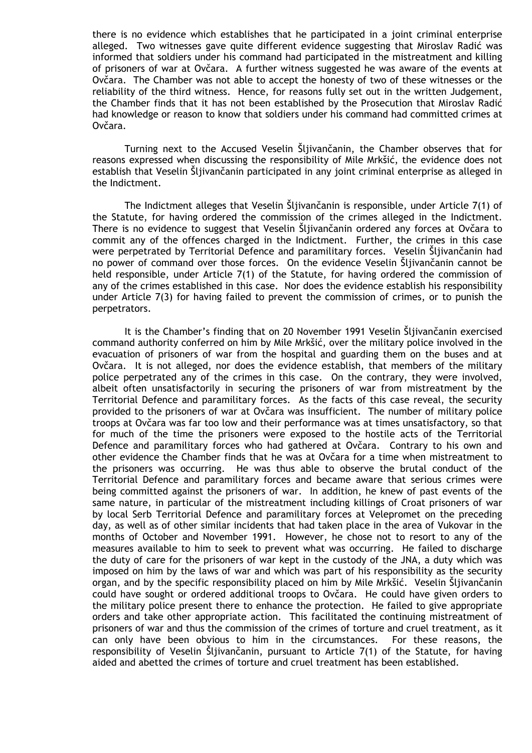there is no evidence which establishes that he participated in a joint criminal enterprise alleged. Two witnesses gave quite different evidence suggesting that Miroslav Radić was informed that soldiers under his command had participated in the mistreatment and killing of prisoners of war at Ovčara. A further witness suggested he was aware of the events at Ovčara. The Chamber was not able to accept the honesty of two of these witnesses or the reliability of the third witness. Hence, for reasons fully set out in the written Judgement, the Chamber finds that it has not been established by the Prosecution that Miroslav Radić had knowledge or reason to know that soldiers under his command had committed crimes at Ovčara.

Turning next to the Accused Veselin Šljivančanin, the Chamber observes that for reasons expressed when discussing the responsibility of Mile Mrkšić, the evidence does not establish that Veselin Šljivančanin participated in any joint criminal enterprise as alleged in the Indictment.

The Indictment alleges that Veselin Šljivančanin is responsible, under Article 7(1) of the Statute, for having ordered the commission of the crimes alleged in the Indictment. There is no evidence to suggest that Veselin Šljivančanin ordered any forces at Ovčara to commit any of the offences charged in the Indictment. Further, the crimes in this case were perpetrated by Territorial Defence and paramilitary forces. Veselin Šljivančanin had no power of command over those forces. On the evidence Veselin Šljivančanin cannot be held responsible, under Article 7(1) of the Statute, for having ordered the commission of any of the crimes established in this case. Nor does the evidence establish his responsibility under Article 7(3) for having failed to prevent the commission of crimes, or to punish the perpetrators.

It is the Chamber's finding that on 20 November 1991 Veselin Šljivančanin exercised command authority conferred on him by Mile Mrkšić, over the military police involved in the evacuation of prisoners of war from the hospital and guarding them on the buses and at Ovčara. It is not alleged, nor does the evidence establish, that members of the military police perpetrated any of the crimes in this case. On the contrary, they were involved, albeit often unsatisfactorily in securing the prisoners of war from mistreatment by the Territorial Defence and paramilitary forces. As the facts of this case reveal, the security provided to the prisoners of war at Ovčara was insufficient. The number of military police troops at Ovčara was far too low and their performance was at times unsatisfactory, so that for much of the time the prisoners were exposed to the hostile acts of the Territorial Defence and paramilitary forces who had gathered at Ovčara. Contrary to his own and other evidence the Chamber finds that he was at Ovčara for a time when mistreatment to the prisoners was occurring. He was thus able to observe the brutal conduct of the Territorial Defence and paramilitary forces and became aware that serious crimes were being committed against the prisoners of war. In addition, he knew of past events of the same nature, in particular of the mistreatment including killings of Croat prisoners of war by local Serb Territorial Defence and paramilitary forces at Velepromet on the preceding day, as well as of other similar incidents that had taken place in the area of Vukovar in the months of October and November 1991. However, he chose not to resort to any of the measures available to him to seek to prevent what was occurring. He failed to discharge the duty of care for the prisoners of war kept in the custody of the JNA, a duty which was imposed on him by the laws of war and which was part of his responsibility as the security organ, and by the specific responsibility placed on him by Mile Mrkšić. Veselin Šljivančanin could have sought or ordered additional troops to Ovčara. He could have given orders to the military police present there to enhance the protection. He failed to give appropriate orders and take other appropriate action. This facilitated the continuing mistreatment of prisoners of war and thus the commission of the crimes of torture and cruel treatment, as it can only have been obvious to him in the circumstances. For these reasons, the responsibility of Veselin Šljivančanin, pursuant to Article 7(1) of the Statute, for having aided and abetted the crimes of torture and cruel treatment has been established.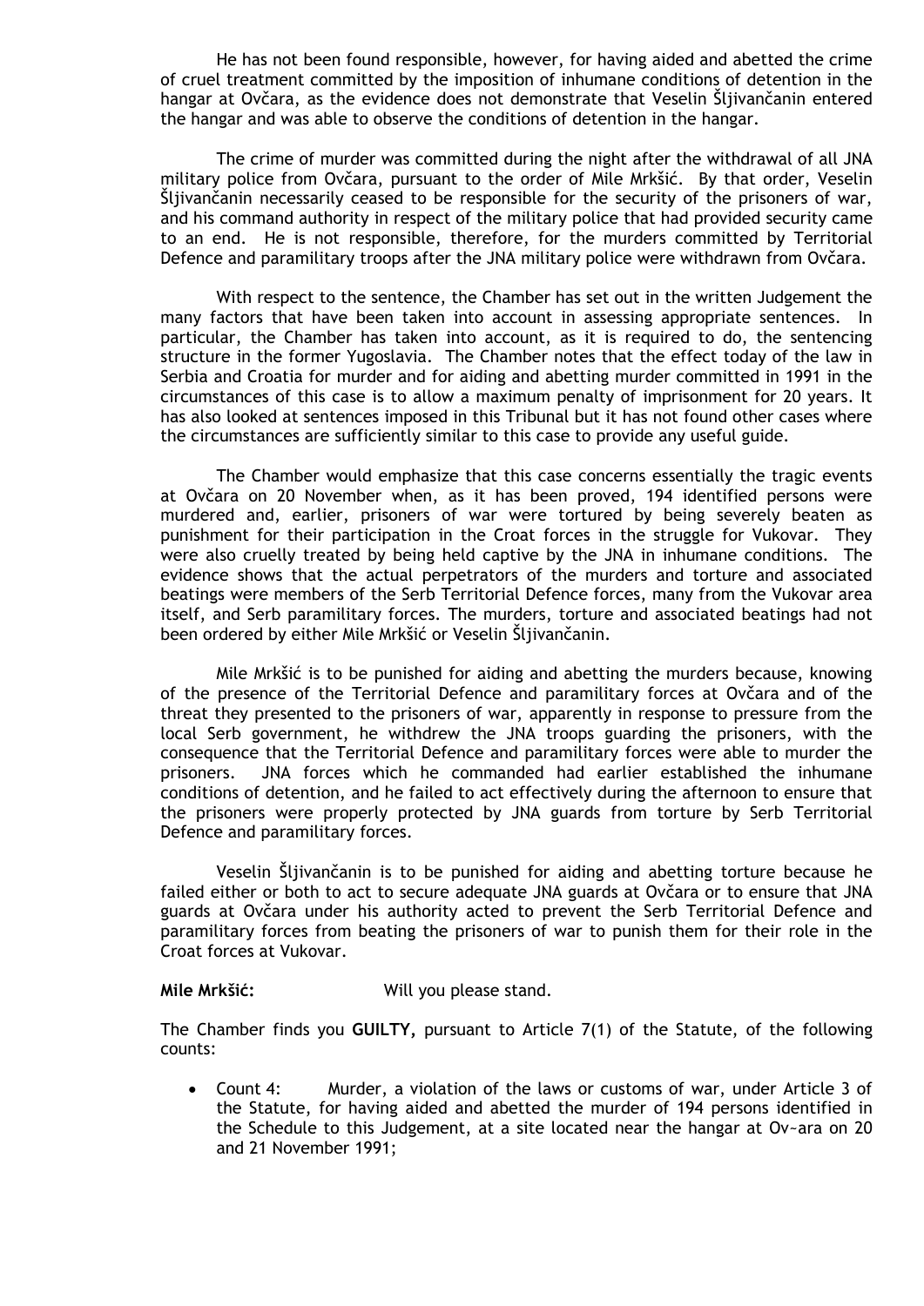He has not been found responsible, however, for having aided and abetted the crime of cruel treatment committed by the imposition of inhumane conditions of detention in the hangar at Ovčara, as the evidence does not demonstrate that Veselin Šljivančanin entered the hangar and was able to observe the conditions of detention in the hangar.

The crime of murder was committed during the night after the withdrawal of all JNA military police from Ovčara, pursuant to the order of Mile Mrkšić. By that order, Veselin Šljivančanin necessarily ceased to be responsible for the security of the prisoners of war, and his command authority in respect of the military police that had provided security came to an end. He is not responsible, therefore, for the murders committed by Territorial Defence and paramilitary troops after the JNA military police were withdrawn from Ovčara.

With respect to the sentence, the Chamber has set out in the written Judgement the many factors that have been taken into account in assessing appropriate sentences. In particular, the Chamber has taken into account, as it is required to do, the sentencing structure in the former Yugoslavia. The Chamber notes that the effect today of the law in Serbia and Croatia for murder and for aiding and abetting murder committed in 1991 in the circumstances of this case is to allow a maximum penalty of imprisonment for 20 years. It has also looked at sentences imposed in this Tribunal but it has not found other cases where the circumstances are sufficiently similar to this case to provide any useful guide.

The Chamber would emphasize that this case concerns essentially the tragic events at Ovčara on 20 November when, as it has been proved, 194 identified persons were murdered and, earlier, prisoners of war were tortured by being severely beaten as punishment for their participation in the Croat forces in the struggle for Vukovar. They were also cruelly treated by being held captive by the JNA in inhumane conditions. The evidence shows that the actual perpetrators of the murders and torture and associated beatings were members of the Serb Territorial Defence forces, many from the Vukovar area itself, and Serb paramilitary forces. The murders, torture and associated beatings had not been ordered by either Mile Mrkšić or Veselin Šljivančanin.

Mile Mrkšić is to be punished for aiding and abetting the murders because, knowing of the presence of the Territorial Defence and paramilitary forces at Ovčara and of the threat they presented to the prisoners of war, apparently in response to pressure from the local Serb government, he withdrew the JNA troops guarding the prisoners, with the consequence that the Territorial Defence and paramilitary forces were able to murder the prisoners. JNA forces which he commanded had earlier established the inhumane conditions of detention, and he failed to act effectively during the afternoon to ensure that the prisoners were properly protected by JNA guards from torture by Serb Territorial Defence and paramilitary forces.

Veselin Šljivančanin is to be punished for aiding and abetting torture because he failed either or both to act to secure adequate JNA guards at Ovčara or to ensure that JNA guards at Ovčara under his authority acted to prevent the Serb Territorial Defence and paramilitary forces from beating the prisoners of war to punish them for their role in the Croat forces at Vukovar.

**Mile Mrkšić:** Will you please stand.

The Chamber finds you **GUILTY,** pursuant to Article 7(1) of the Statute, of the following counts:

- Count 4: Murder, a violation of the laws or customs of war, under Article 3 of the Statute, for having aided and abetted the murder of 194 persons identified in the Schedule to this Judgement, at a site located near the hangar at Ov~ara on 20 and 21 November 1991;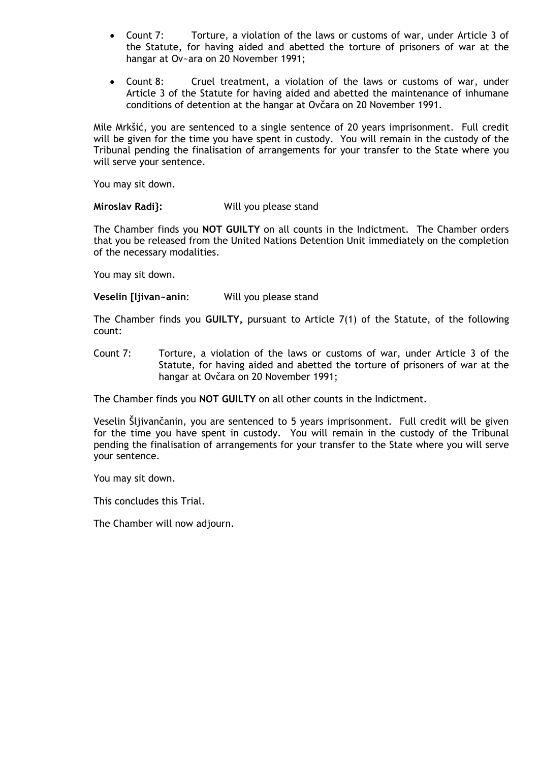- Count 7: Torture, a violation of the laws or customs of war, under Article 3 of the Statute, for having aided and abetted the torture of prisoners of war at the hangar at Ov~ara on 20 November 1991;

- Count 8: Cruel treatment, a violation of the laws or customs of war, under Article 3 of the Statute for having aided and abetted the maintenance of inhumane conditions of detention at the hangar at Ovčara on 20 November 1991.

Mile Mrkšić, you are sentenced to a single sentence of 20 years imprisonment. Full credit will be given for the time you have spent in custody. You will remain in the custody of the Tribunal pending the finalisation of arrangements for your transfer to the State where you will serve your sentence.

You may sit down.

**Miroslav Radi}:** Will you please stand

The Chamber finds you **NOT GUILTY** on all counts in the Indictment. The Chamber orders that you be released from the United Nations Detention Unit immediately on the completion of the necessary modalities.

You may sit down.

**Veselin [ljivan~anin**: Will you please stand

The Chamber finds you **GUILTY,** pursuant to Article 7(1) of the Statute, of the following count:

Count 7: Torture, a violation of the laws or customs of war, under Article 3 of the Statute, for having aided and abetted the torture of prisoners of war at the hangar at Ovčara on 20 November 1991;

The Chamber finds you **NOT GUILTY** on all other counts in the Indictment.

Veselin Šljivančanin, you are sentenced to 5 years imprisonment. Full credit will be given for the time you have spent in custody. You will remain in the custody of the Tribunal pending the finalisation of arrangements for your transfer to the State where you will serve your sentence.

You may sit down.

This concludes this Trial.

The Chamber will now adjourn.